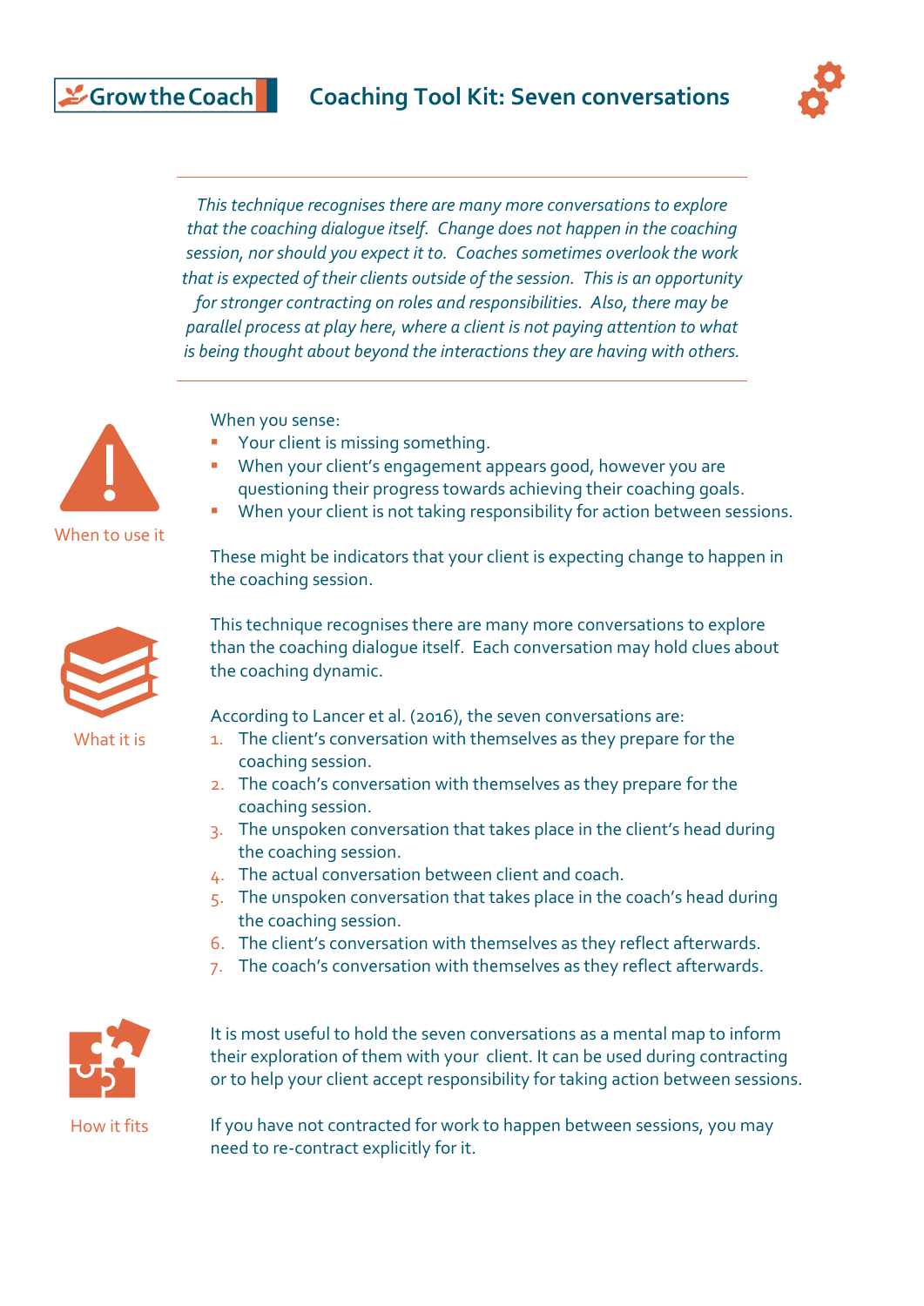Grow the Coach

# Coaching Tool Kit: Seven conversations

*This technique recognises there are many more conversations to explore that the coaching dialogue itself. Change does not happen in the coaching session, nor should you expect it to. Coaches sometimes overlook the work that is expected of their clients outside of the session. This is an opportunity for stronger contracting on roles and responsibilities. Also, there may be parallel process at play here, where a client is not paying attention to what is being thought about beyond the interactions they are having with others.*

## When to use it

When you sense:

- Your client is missing something.
- When your client's engagement appears good, however you are questioning their progress towards achieving their coaching goals.
- When your client is not taking responsibility for action between sessions.

These might be indicators that your client is expecting change to happen in the coaching session.

## What it is

This technique recognises there are many more conversations to explore than the coaching dialogue itself. Each conversation may hold clues about the coaching dynamic.

According to Lancer et al. (2016), the seven conversations are:

1. The client's conversation with themselves as they prepare for the coaching session.
2. The coach's conversation with themselves as they prepare for the coaching session.
3. The unspoken conversation that takes place in the client's head during the coaching session.
4. The actual conversation between client and coach.
5. The unspoken conversation that takes place in the coach's head during the coaching session.
6. The client's conversation with themselves as they reflect afterwards.
7. The coach's conversation with themselves as they reflect afterwards.

## How it fits

It is most useful to hold the seven conversations as a mental map to inform their exploration of them with your client. It can be used during contracting or to help your client accept responsibility for taking action between sessions.

If you have not contracted for work to happen between sessions, you may need to re-contract explicitly for it.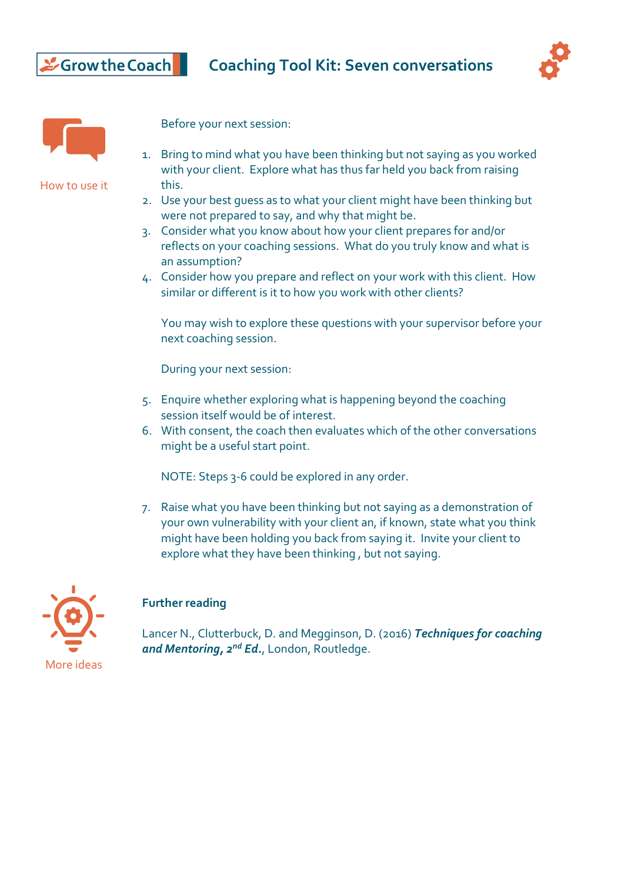Grow the Coach

# Coaching Tool Kit: Seven conversations

How to use it

Before your next session:

1. Bring to mind what you have been thinking but not saying as you worked with your client. Explore what has thus far held you back from raising this.
2. Use your best guess as to what your client might have been thinking but were not prepared to say, and why that might be.
3. Consider what you know about how your client prepares for and/or reflects on your coaching sessions. What do you truly know and what is an assumption?
4. Consider how you prepare and reflect on your work with this client. How similar or different is it to how you work with other clients?

You may wish to explore these questions with your supervisor before your next coaching session.

During your next session:

5. Enquire whether exploring what is happening beyond the coaching session itself would be of interest.
6. With consent, the coach then evaluates which of the other conversations might be a useful start point.

NOTE: Steps 3-6 could be explored in any order.

7. Raise what you have been thinking but not saying as a demonstration of your own vulnerability with your client an, if known, state what you think might have been holding you back from saying it. Invite your client to explore what they have been thinking , but not saying.

More ideas

**Further reading**

Lancer N., Clutterbuck, D. and Megginson, D. (2016) ***Techniques for coaching and Mentoring, 2nd Ed.***, London, Routledge.